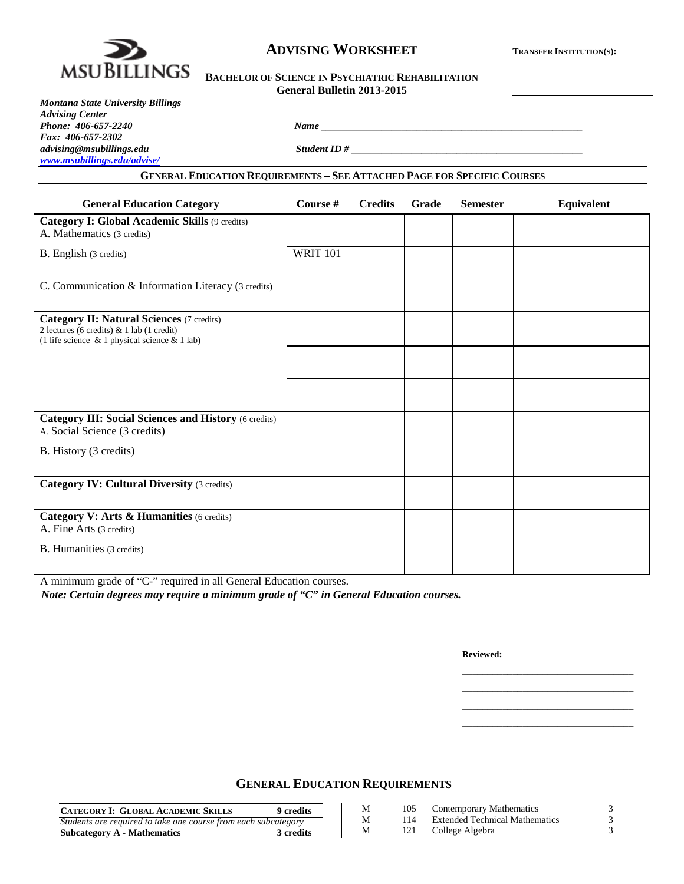**MSU BILLINGS**

# ADVISING WORKSHEET

**TRANSFER INSTITUTION(S):**

______________________

______________________

______________________

**BACHELOR OF SCIENCE IN PSYCHIATRIC REHABILITATION**
**General Bulletin 2013-2015**

***Montana State University Billings***
***Advising Center***
***Phone: 406-657-2240***
***Fax: 406-657-2302***
***advising@msubillings.edu***
***www.msubillings.edu/advise/***

***Name*** ________________________________________________

***Student ID #*** ___________________________________________

## GENERAL EDUCATION REQUIREMENTS – SEE ATTACHED PAGE FOR SPECIFIC COURSES

| General Education Category | Course # | Credits | Grade | Semester | Equivalent |
|---|---|---|---|---|---|
| **Category I: Global Academic Skills** (9 credits) A. Mathematics (3 credits) | | | | | |
| B. English (3 credits) | WRIT 101 | | | | |
| C. Communication & Information Literacy (3 credits) | | | | | |
| **Category II: Natural Sciences** (7 credits) 2 lectures (6 credits) & 1 lab (1 credit) (1 life science & 1 physical science & 1 lab) | | | | | |
| | | | | | |
| | | | | | |
| **Category III: Social Sciences and History** (6 credits) A. Social Science (3 credits) | | | | | |
| B. History (3 credits) | | | | | |
| **Category IV: Cultural Diversity** (3 credits) | | | | | |
| **Category V: Arts & Humanities** (6 credits) A. Fine Arts (3 credits) | | | | | |
| B. Humanities (3 credits) | | | | | |

A minimum grade of "C-" required in all General Education courses.

***Note: Certain degrees may require a minimum grade of "C" in General Education courses.***

**Reviewed:**

______________________________

______________________________

______________________________

______________________________

## GENERAL EDUCATION REQUIREMENTS

| **CATEGORY I: GLOBAL ACADEMIC SKILLS** | **9 credits** |
|---|---|
| *Students are required to take one course from each subcategory* | |
| **Subcategory A - Mathematics** | **3 credits** |

| | | | |
|---|---|---|---|
| M | 105 | Contemporary Mathematics | 3 |
| M | 114 | Extended Technical Mathematics | 3 |
| M | 121 | College Algebra | 3 |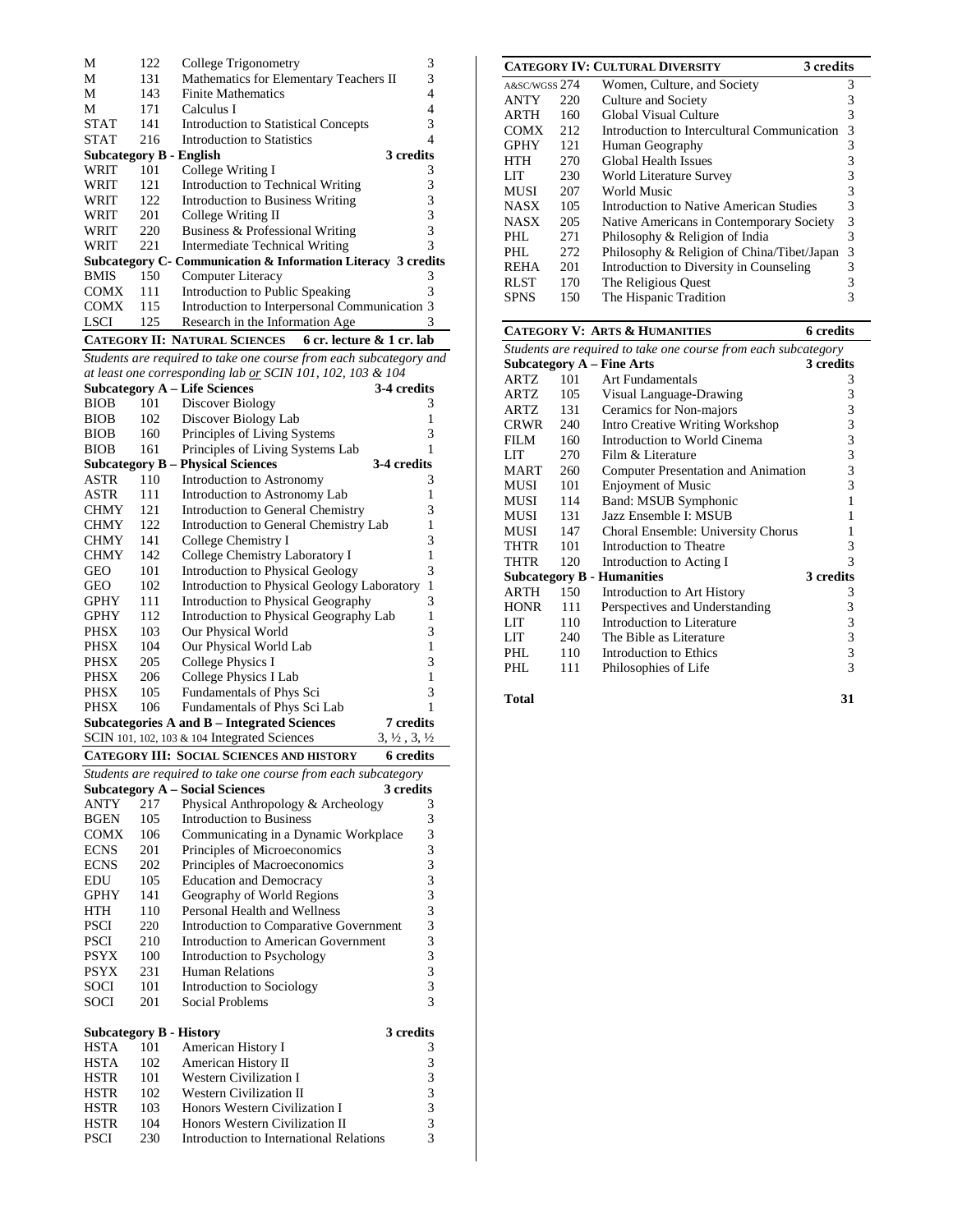| | | | |
|---|---|---|---|
| M | 122 | College Trigonometry | 3 |
| M | 131 | Mathematics for Elementary Teachers II | 3 |
| M | 143 | Finite Mathematics | 4 |
| M | 171 | Calculus I | 4 |
| STAT | 141 | Introduction to Statistical Concepts | 3 |
| STAT | 216 | Introduction to Statistics | 4 |

**Subcategory B - English** — 3 credits

| | | | |
|---|---|---|---|
| WRIT | 101 | College Writing I | 3 |
| WRIT | 121 | Introduction to Technical Writing | 3 |
| WRIT | 122 | Introduction to Business Writing | 3 |
| WRIT | 201 | College Writing II | 3 |
| WRIT | 220 | Business & Professional Writing | 3 |
| WRIT | 221 | Intermediate Technical Writing | 3 |

**Subcategory C- Communication & Information Literacy** — 3 credits

| | | | |
|---|---|---|---|
| BMIS | 150 | Computer Literacy | 3 |
| COMX | 111 | Introduction to Public Speaking | 3 |
| COMX | 115 | Introduction to Interpersonal Communication | 3 |
| LSCI | 125 | Research in the Information Age | 3 |

## CATEGORY II: NATURAL SCIENCES — 6 cr. lecture & 1 cr. lab

*Students are required to take one course from each subcategory and at least one corresponding lab or SCIN 101, 102, 103 & 104*

**Subcategory A – Life Sciences** — 3-4 credits

| | | | |
|---|---|---|---|
| BIOB | 101 | Discover Biology | 3 |
| BIOB | 102 | Discover Biology Lab | 1 |
| BIOB | 160 | Principles of Living Systems | 3 |
| BIOB | 161 | Principles of Living Systems Lab | 1 |

**Subcategory B – Physical Sciences** — 3-4 credits

| | | | |
|---|---|---|---|
| ASTR | 110 | Introduction to Astronomy | 3 |
| ASTR | 111 | Introduction to Astronomy Lab | 1 |
| CHMY | 121 | Introduction to General Chemistry | 3 |
| CHMY | 122 | Introduction to General Chemistry Lab | 1 |
| CHMY | 141 | College Chemistry I | 3 |
| CHMY | 142 | College Chemistry Laboratory I | 1 |
| GEO | 101 | Introduction to Physical Geology | 3 |
| GEO | 102 | Introduction to Physical Geology Laboratory | 1 |
| GPHY | 111 | Introduction to Physical Geography | 3 |
| GPHY | 112 | Introduction to Physical Geography Lab | 1 |
| PHSX | 103 | Our Physical World | 3 |
| PHSX | 104 | Our Physical World Lab | 1 |
| PHSX | 205 | College Physics I | 3 |
| PHSX | 206 | College Physics I Lab | 1 |
| PHSX | 105 | Fundamentals of Phys Sci | 3 |
| PHSX | 106 | Fundamentals of Phys Sci Lab | 1 |

**Subcategories A and B – Integrated Sciences** — 7 credits

SCIN 101, 102, 103 & 104 Integrated Sciences — 3, ½ , 3, ½

## CATEGORY III: SOCIAL SCIENCES AND HISTORY — 6 credits

*Students are required to take one course from each subcategory*

**Subcategory A – Social Sciences** — 3 credits

| | | | |
|---|---|---|---|
| ANTY | 217 | Physical Anthropology & Archeology | 3 |
| BGEN | 105 | Introduction to Business | 3 |
| COMX | 106 | Communicating in a Dynamic Workplace | 3 |
| ECNS | 201 | Principles of Microeconomics | 3 |
| ECNS | 202 | Principles of Macroeconomics | 3 |
| EDU | 105 | Education and Democracy | 3 |
| GPHY | 141 | Geography of World Regions | 3 |
| HTH | 110 | Personal Health and Wellness | 3 |
| PSCI | 220 | Introduction to Comparative Government | 3 |
| PSCI | 210 | Introduction to American Government | 3 |
| PSYX | 100 | Introduction to Psychology | 3 |
| PSYX | 231 | Human Relations | 3 |
| SOCI | 101 | Introduction to Sociology | 3 |
| SOCI | 201 | Social Problems | 3 |

**Subcategory B - History** — 3 credits

| | | | |
|---|---|---|---|
| HSTA | 101 | American History I | 3 |
| HSTA | 102 | American History II | 3 |
| HSTR | 101 | Western Civilization I | 3 |
| HSTR | 102 | Western Civilization II | 3 |
| HSTR | 103 | Honors Western Civilization I | 3 |
| HSTR | 104 | Honors Western Civilization II | 3 |
| PSCI | 230 | Introduction to International Relations | 3 |

## CATEGORY IV: CULTURAL DIVERSITY — 3 credits

| | | | |
|---|---|---|---|
| A&SC/WGSS | 274 | Women, Culture, and Society | 3 |
| ANTY | 220 | Culture and Society | 3 |
| ARTH | 160 | Global Visual Culture | 3 |
| COMX | 212 | Introduction to Intercultural Communication | 3 |
| GPHY | 121 | Human Geography | 3 |
| HTH | 270 | Global Health Issues | 3 |
| LIT | 230 | World Literature Survey | 3 |
| MUSI | 207 | World Music | 3 |
| NASX | 105 | Introduction to Native American Studies | 3 |
| NASX | 205 | Native Americans in Contemporary Society | 3 |
| PHL | 271 | Philosophy & Religion of India | 3 |
| PHL | 272 | Philosophy & Religion of China/Tibet/Japan | 3 |
| REHA | 201 | Introduction to Diversity in Counseling | 3 |
| RLST | 170 | The Religious Quest | 3 |
| SPNS | 150 | The Hispanic Tradition | 3 |

## CATEGORY V: ARTS & HUMANITIES — 6 credits

*Students are required to take one course from each subcategory*

**Subcategory A – Fine Arts** — 3 credits

| | | | |
|---|---|---|---|
| ARTZ | 101 | Art Fundamentals | 3 |
| ARTZ | 105 | Visual Language-Drawing | 3 |
| ARTZ | 131 | Ceramics for Non-majors | 3 |
| CRWR | 240 | Intro Creative Writing Workshop | 3 |
| FILM | 160 | Introduction to World Cinema | 3 |
| LIT | 270 | Film & Literature | 3 |
| MART | 260 | Computer Presentation and Animation | 3 |
| MUSI | 101 | Enjoyment of Music | 3 |
| MUSI | 114 | Band: MSUB Symphonic | 1 |
| MUSI | 131 | Jazz Ensemble I: MSUB | 1 |
| MUSI | 147 | Choral Ensemble: University Chorus | 1 |
| THTR | 101 | Introduction to Theatre | 3 |
| THTR | 120 | Introduction to Acting I | 3 |

**Subcategory B - Humanities** — 3 credits

| | | | |
|---|---|---|---|
| ARTH | 150 | Introduction to Art History | 3 |
| HONR | 111 | Perspectives and Understanding | 3 |
| LIT | 110 | Introduction to Literature | 3 |
| LIT | 240 | The Bible as Literature | 3 |
| PHL | 110 | Introduction to Ethics | 3 |
| PHL | 111 | Philosophies of Life | 3 |

**Total** — **31**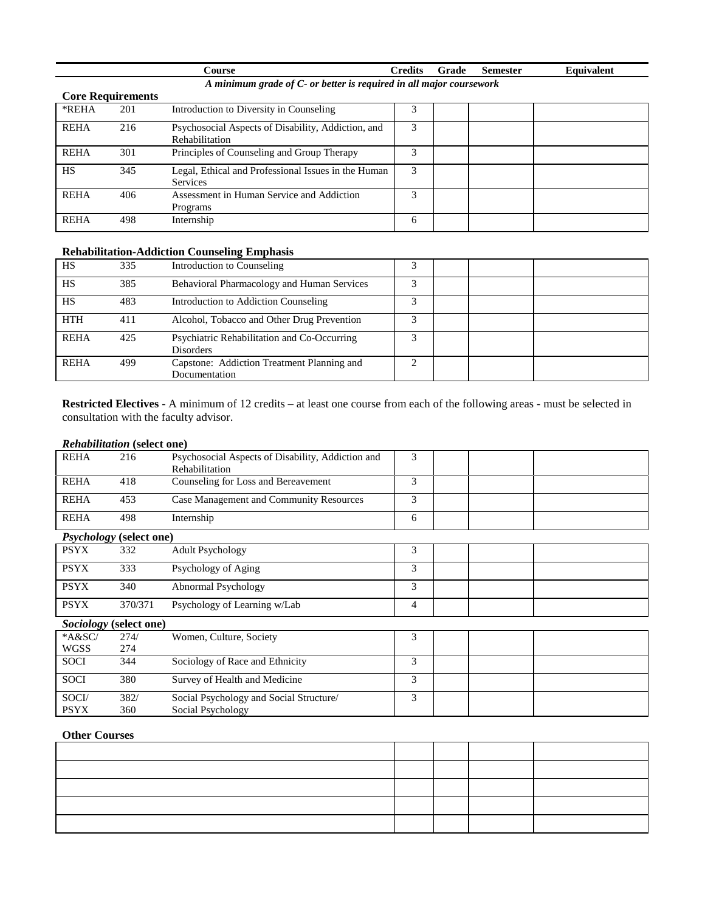| | | Course | Credits | Grade | Semester | Equivalent |
|---|---|---|---|---|---|---|

*A minimum grade of C- or better is required in all major coursework*

**Core Requirements**

| | | Course | Credits | Grade | Semester | Equivalent |
|---|---|---|---|---|---|---|
| *REHA | 201 | Introduction to Diversity in Counseling | 3 | | | |
| REHA | 216 | Psychosocial Aspects of Disability, Addiction, and Rehabilitation | 3 | | | |
| REHA | 301 | Principles of Counseling and Group Therapy | 3 | | | |
| HS | 345 | Legal, Ethical and Professional Issues in the Human Services | 3 | | | |
| REHA | 406 | Assessment in Human Service and Addiction Programs | 3 | | | |
| REHA | 498 | Internship | 6 | | | |

**Rehabilitation-Addiction Counseling Emphasis**

| | | Course | Credits | Grade | Semester | Equivalent |
|---|---|---|---|---|---|---|
| HS | 335 | Introduction to Counseling | 3 | | | |
| HS | 385 | Behavioral Pharmacology and Human Services | 3 | | | |
| HS | 483 | Introduction to Addiction Counseling | 3 | | | |
| HTH | 411 | Alcohol, Tobacco and Other Drug Prevention | 3 | | | |
| REHA | 425 | Psychiatric Rehabilitation and Co-Occurring Disorders | 3 | | | |
| REHA | 499 | Capstone: Addiction Treatment Planning and Documentation | 2 | | | |

**Restricted Electives** - A minimum of 12 credits – at least one course from each of the following areas - must be selected in consultation with the faculty advisor.

***Rehabilitation* (select one)**

| | | Course | Credits | Grade | Semester | Equivalent |
|---|---|---|---|---|---|---|
| REHA | 216 | Psychosocial Aspects of Disability, Addiction and Rehabilitation | 3 | | | |
| REHA | 418 | Counseling for Loss and Bereavement | 3 | | | |
| REHA | 453 | Case Management and Community Resources | 3 | | | |
| REHA | 498 | Internship | 6 | | | |

***Psychology* (select one)**

| | | Course | Credits | Grade | Semester | Equivalent |
|---|---|---|---|---|---|---|
| PSYX | 332 | Adult Psychology | 3 | | | |
| PSYX | 333 | Psychology of Aging | 3 | | | |
| PSYX | 340 | Abnormal Psychology | 3 | | | |
| PSYX | 370/371 | Psychology of Learning w/Lab | 4 | | | |

***Sociology* (select one)**

| | | Course | Credits | Grade | Semester | Equivalent |
|---|---|---|---|---|---|---|
| *A&SC/ WGSS | 274/ 274 | Women, Culture, Society | 3 | | | |
| SOCI | 344 | Sociology of Race and Ethnicity | 3 | | | |
| SOCI | 380 | Survey of Health and Medicine | 3 | | | |
| SOCI/ PSYX | 382/ 360 | Social Psychology and Social Structure/ Social Psychology | 3 | | | |

**Other Courses**

| Course | Credits | Grade | Semester | Equivalent |
|---|---|---|---|---|
| | | | | |
| | | | | |
| | | | | |
| | | | | |
| | | | | |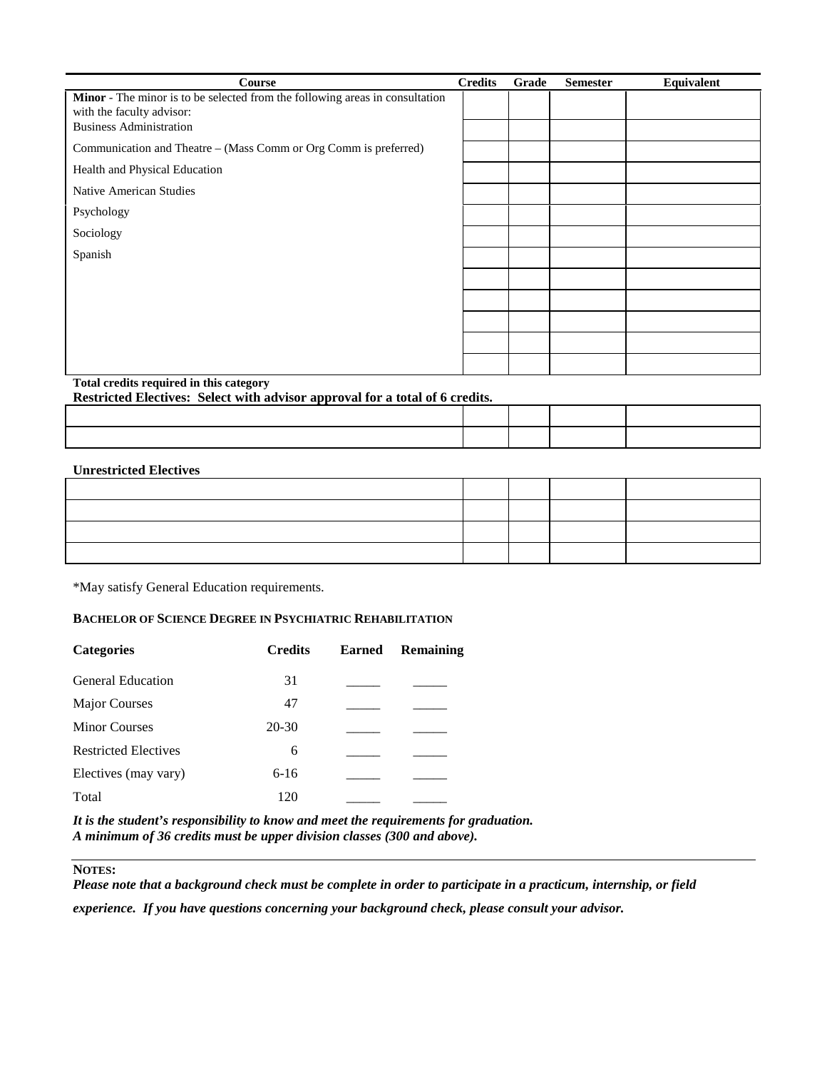| Course | Credits | Grade | Semester | Equivalent |
|---|---|---|---|---|
| **Minor** - The minor is to be selected from the following areas in consultation with the faculty advisor: | | | | |
| Business Administration | | | | |
| Communication and Theatre – (Mass Comm or Org Comm is preferred) | | | | |
| Health and Physical Education | | | | |
| Native American Studies | | | | |
| Psychology | | | | |
| Sociology | | | | |
| Spanish | | | | |
| | | | | |
| | | | | |
| | | | | |
| | | | | |
| | | | | |

**Total credits required in this category**

**Restricted Electives: Select with advisor approval for a total of 6 credits.**

| | | | | |
|---|---|---|---|---|
| | | | | |
| | | | | |

**Unrestricted Electives**

| | | | | |
|---|---|---|---|---|
| | | | | |
| | | | | |
| | | | | |
| | | | | |

*May satisfy General Education requirements.

**BACHELOR OF SCIENCE DEGREE IN PSYCHIATRIC REHABILITATION**

| Categories | Credits | Earned | Remaining |
|---|---|---|---|
| General Education | 31 | _____ | _____ |
| Major Courses | 47 | _____ | _____ |
| Minor Courses | 20-30 | _____ | _____ |
| Restricted Electives | 6 | _____ | _____ |
| Electives (may vary) | 6-16 | _____ | _____ |
| Total | 120 | _____ | _____ |

***It is the student's responsibility to know and meet the requirements for graduation.***
***A minimum of 36 credits must be upper division classes (300 and above).***

**NOTES:**
***Please note that a background check must be complete in order to participate in a practicum, internship, or field experience. If you have questions concerning your background check, please consult your advisor.***